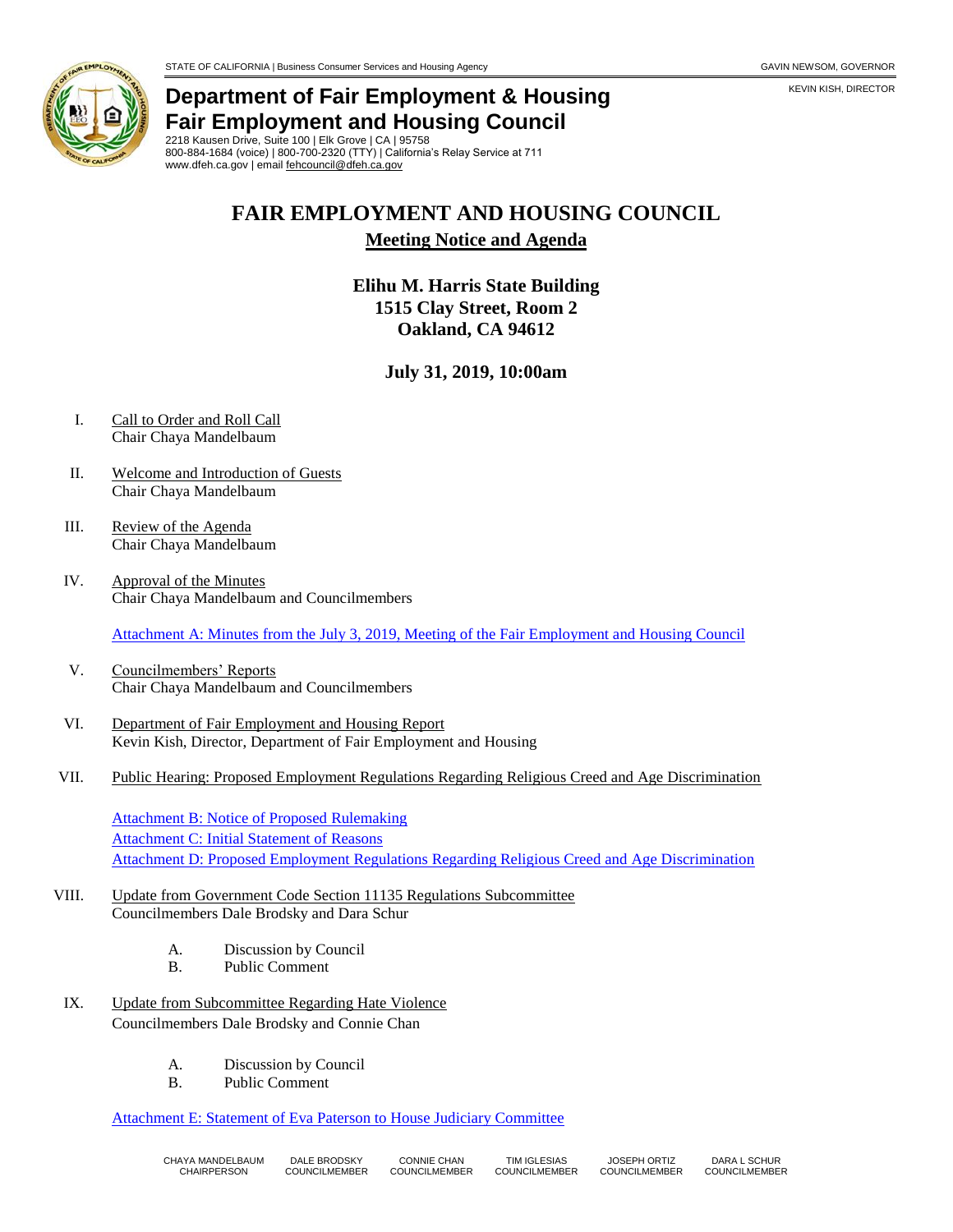STATE OF CALIFORNIA | Business Consumer Services and Housing Agency GAVIN NEWSOM, GOVERNOR

KEVIN KISH, DIRECTOR

**Department of Fair Employment & Housing**
**Fair Employment and Housing Council**
2218 Kausen Drive, Suite 100 | Elk Grove | CA | 95758
800-884-1684 (voice) | 800-700-2320 (TTY) | California's Relay Service at 711
www.dfeh.ca.gov | email fehcouncil@dfeh.ca.gov

# FAIR EMPLOYMENT AND HOUSING COUNCIL

## Meeting Notice and Agenda

**Elihu M. Harris State Building**
**1515 Clay Street, Room 2**
**Oakland, CA 94612**

**July 31, 2019, 10:00am**

I. Call to Order and Roll Call
Chair Chaya Mandelbaum

II. Welcome and Introduction of Guests
Chair Chaya Mandelbaum

III. Review of the Agenda
Chair Chaya Mandelbaum

IV. Approval of the Minutes
Chair Chaya Mandelbaum and Councilmembers

Attachment A: Minutes from the July 3, 2019, Meeting of the Fair Employment and Housing Council

V. Councilmembers' Reports
Chair Chaya Mandelbaum and Councilmembers

VI. Department of Fair Employment and Housing Report
Kevin Kish, Director, Department of Fair Employment and Housing

VII. Public Hearing: Proposed Employment Regulations Regarding Religious Creed and Age Discrimination

Attachment B: Notice of Proposed Rulemaking
Attachment C: Initial Statement of Reasons
Attachment D: Proposed Employment Regulations Regarding Religious Creed and Age Discrimination

VIII. Update from Government Code Section 11135 Regulations Subcommittee
Councilmembers Dale Brodsky and Dara Schur

A. Discussion by Council
B. Public Comment

IX. Update from Subcommittee Regarding Hate Violence
Councilmembers Dale Brodsky and Connie Chan

A. Discussion by Council
B. Public Comment

Attachment E: Statement of Eva Paterson to House Judiciary Committee

CHAYA MANDELBAUM, CHAIRPERSON | DALE BRODSKY, COUNCILMEMBER | CONNIE CHAN, COUNCILMEMBER | TIM IGLESIAS, COUNCILMEMBER | JOSEPH ORTIZ, COUNCILMEMBER | DARA L SCHUR, COUNCILMEMBER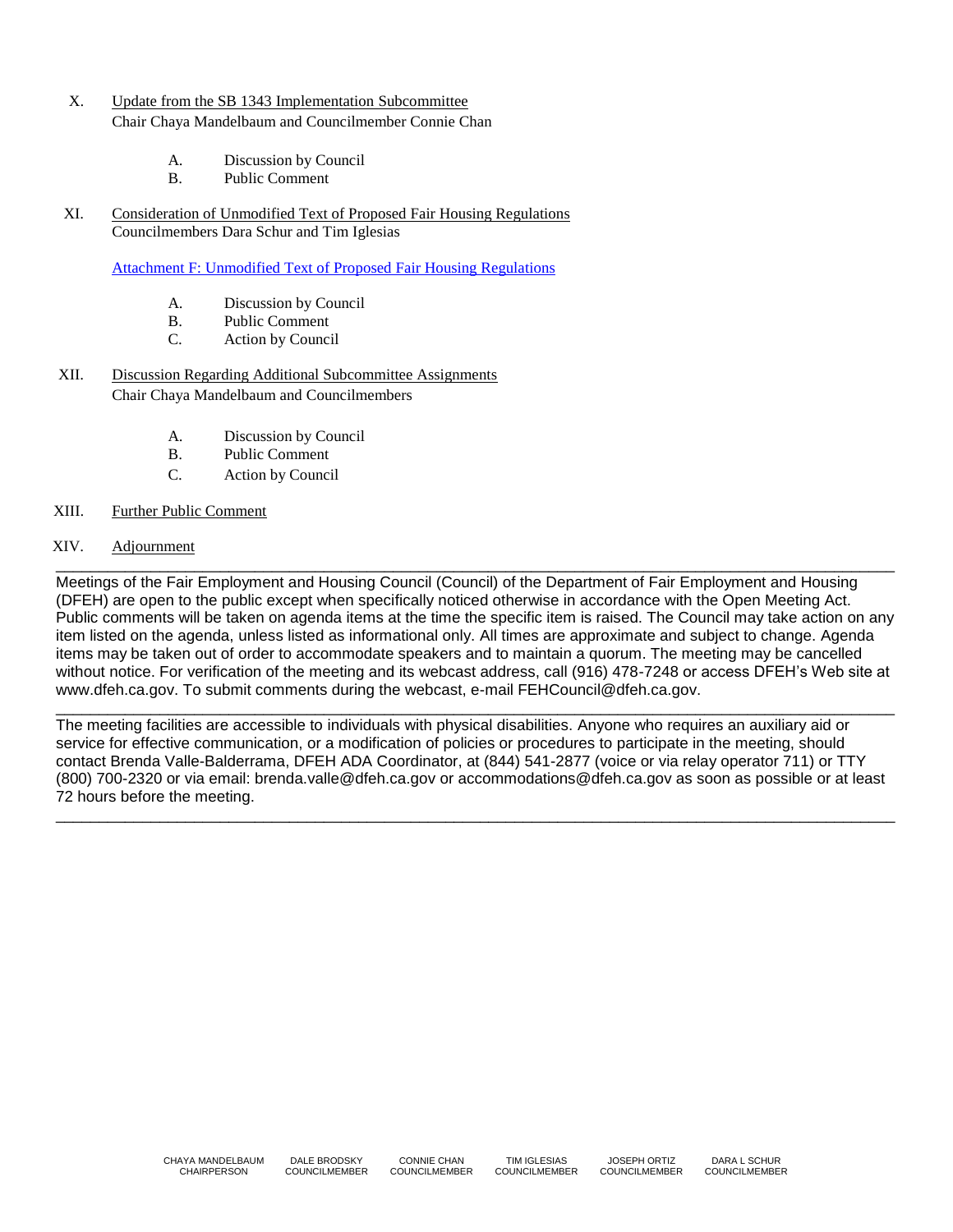X. Update from the SB 1343 Implementation Subcommittee
Chair Chaya Mandelbaum and Councilmember Connie Chan

A. Discussion by Council
B. Public Comment

XI. Consideration of Unmodified Text of Proposed Fair Housing Regulations
Councilmembers Dara Schur and Tim Iglesias

Attachment F: Unmodified Text of Proposed Fair Housing Regulations

A. Discussion by Council
B. Public Comment
C. Action by Council

XII. Discussion Regarding Additional Subcommittee Assignments
Chair Chaya Mandelbaum and Councilmembers

A. Discussion by Council
B. Public Comment
C. Action by Council

XIII. Further Public Comment

XIV. Adjournment

---

Meetings of the Fair Employment and Housing Council (Council) of the Department of Fair Employment and Housing (DFEH) are open to the public except when specifically noticed otherwise in accordance with the Open Meeting Act. Public comments will be taken on agenda items at the time the specific item is raised. The Council may take action on any item listed on the agenda, unless listed as informational only. All times are approximate and subject to change. Agenda items may be taken out of order to accommodate speakers and to maintain a quorum. The meeting may be cancelled without notice. For verification of the meeting and its webcast address, call (916) 478-7248 or access DFEH's Web site at www.dfeh.ca.gov. To submit comments during the webcast, e-mail FEHCouncil@dfeh.ca.gov.

---

The meeting facilities are accessible to individuals with physical disabilities. Anyone who requires an auxiliary aid or service for effective communication, or a modification of policies or procedures to participate in the meeting, should contact Brenda Valle-Balderrama, DFEH ADA Coordinator, at (844) 541-2877 (voice or via relay operator 711) or TTY (800) 700-2320 or via email: brenda.valle@dfeh.ca.gov or accommodations@dfeh.ca.gov as soon as possible or at least 72 hours before the meeting.

---

CHAYA MANDELBAUM CHAIRPERSON | DALE BRODSKY COUNCILMEMBER | CONNIE CHAN COUNCILMEMBER | TIM IGLESIAS COUNCILMEMBER | JOSEPH ORTIZ COUNCILMEMBER | DARA L SCHUR COUNCILMEMBER